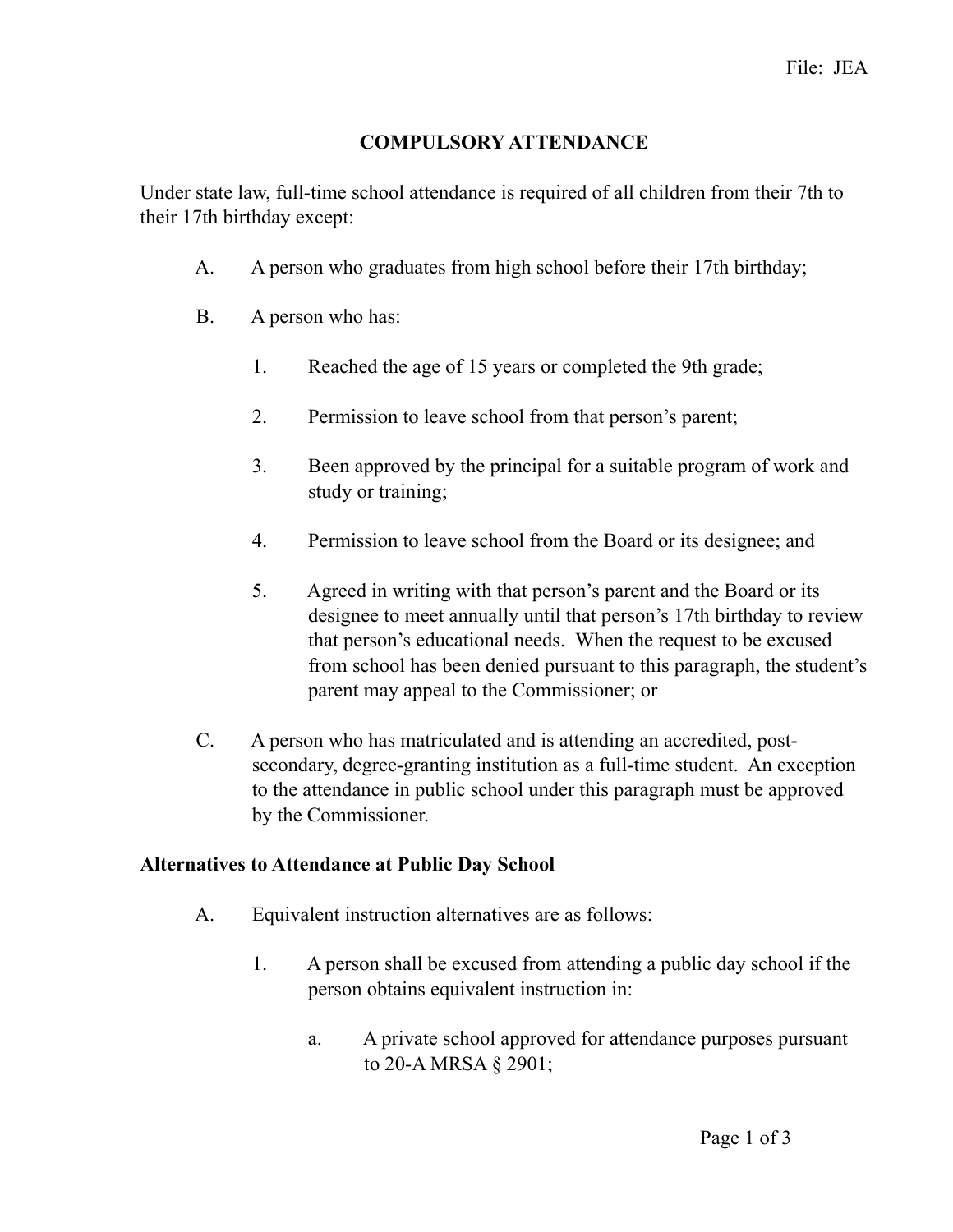# COMPULSORY ATTENDANCE

Under state law, full-time school attendance is required of all children from their 7th to their 17th birthday except:

A. A person who graduates from high school before their 17th birthday;

B. A person who has:

1. Reached the age of 15 years or completed the 9th grade;

2. Permission to leave school from that person's parent;

3. Been approved by the principal for a suitable program of work and study or training;

4. Permission to leave school from the Board or its designee; and

5. Agreed in writing with that person's parent and the Board or its designee to meet annually until that person's 17th birthday to review that person's educational needs. When the request to be excused from school has been denied pursuant to this paragraph, the student's parent may appeal to the Commissioner; or

C. A person who has matriculated and is attending an accredited, post-secondary, degree-granting institution as a full-time student. An exception to the attendance in public school under this paragraph must be approved by the Commissioner.

## Alternatives to Attendance at Public Day School

A. Equivalent instruction alternatives are as follows:

1. A person shall be excused from attending a public day school if the person obtains equivalent instruction in:

   a. A private school approved for attendance purposes pursuant to 20-A MRSA § 2901;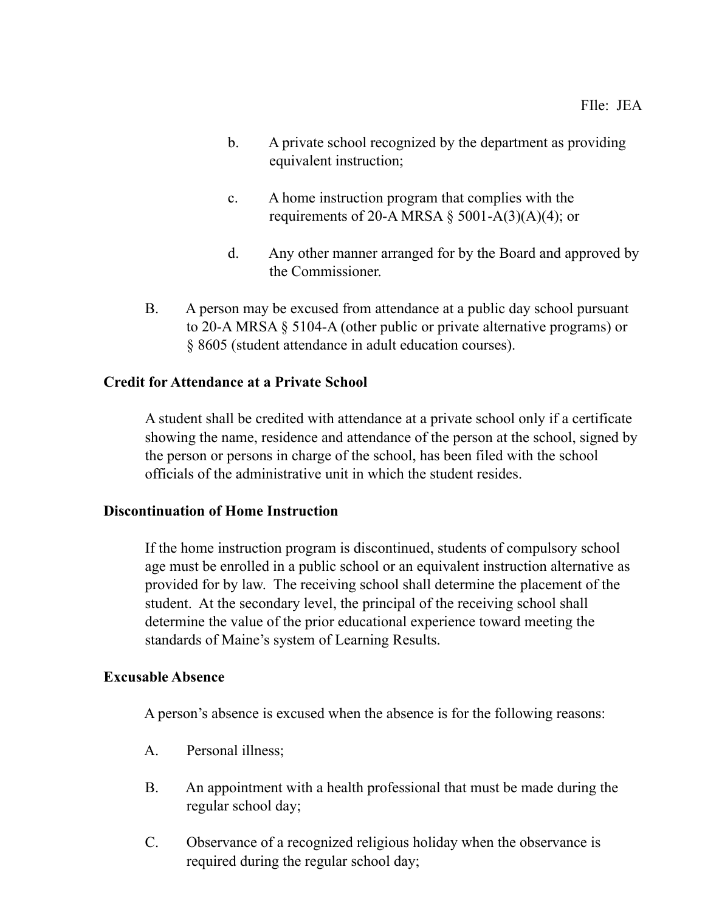b. A private school recognized by the department as providing equivalent instruction;

c. A home instruction program that complies with the requirements of 20-A MRSA § 5001-A(3)(A)(4); or

d. Any other manner arranged for by the Board and approved by the Commissioner.

B. A person may be excused from attendance at a public day school pursuant to 20-A MRSA § 5104-A (other public or private alternative programs) or § 8605 (student attendance in adult education courses).

**Credit for Attendance at a Private School**

A student shall be credited with attendance at a private school only if a certificate showing the name, residence and attendance of the person at the school, signed by the person or persons in charge of the school, has been filed with the school officials of the administrative unit in which the student resides.

**Discontinuation of Home Instruction**

If the home instruction program is discontinued, students of compulsory school age must be enrolled in a public school or an equivalent instruction alternative as provided for by law. The receiving school shall determine the placement of the student. At the secondary level, the principal of the receiving school shall determine the value of the prior educational experience toward meeting the standards of Maine's system of Learning Results.

**Excusable Absence**

A person's absence is excused when the absence is for the following reasons:

A. Personal illness;

B. An appointment with a health professional that must be made during the regular school day;

C. Observance of a recognized religious holiday when the observance is required during the regular school day;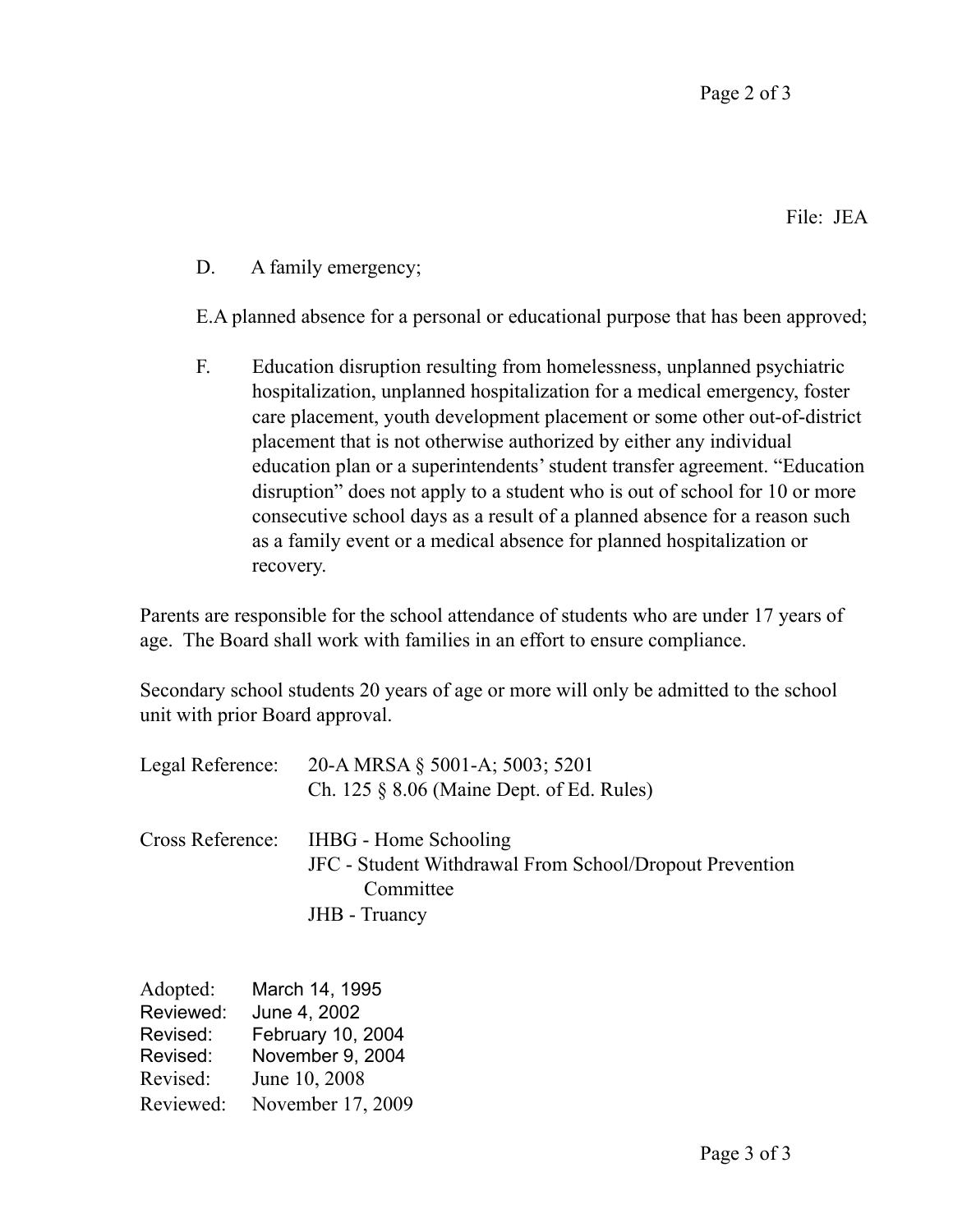D. A family emergency;

E. A planned absence for a personal or educational purpose that has been approved;

F. Education disruption resulting from homelessness, unplanned psychiatric hospitalization, unplanned hospitalization for a medical emergency, foster care placement, youth development placement or some other out-of-district placement that is not otherwise authorized by either any individual education plan or a superintendents' student transfer agreement. "Education disruption" does not apply to a student who is out of school for 10 or more consecutive school days as a result of a planned absence for a reason such as a family event or a medical absence for planned hospitalization or recovery.

Parents are responsible for the school attendance of students who are under 17 years of age. The Board shall work with families in an effort to ensure compliance.

Secondary school students 20 years of age or more will only be admitted to the school unit with prior Board approval.

Legal Reference: 20-A MRSA § 5001-A; 5003; 5201
Ch. 125 § 8.06 (Maine Dept. of Ed. Rules)

Cross Reference: IHBG - Home Schooling
JFC - Student Withdrawal From School/Dropout Prevention Committee
JHB - Truancy

Adopted: March 14, 1995
Reviewed: June 4, 2002
Revised: February 10, 2004
Revised: November 9, 2004
Revised: June 10, 2008
Reviewed: November 17, 2009